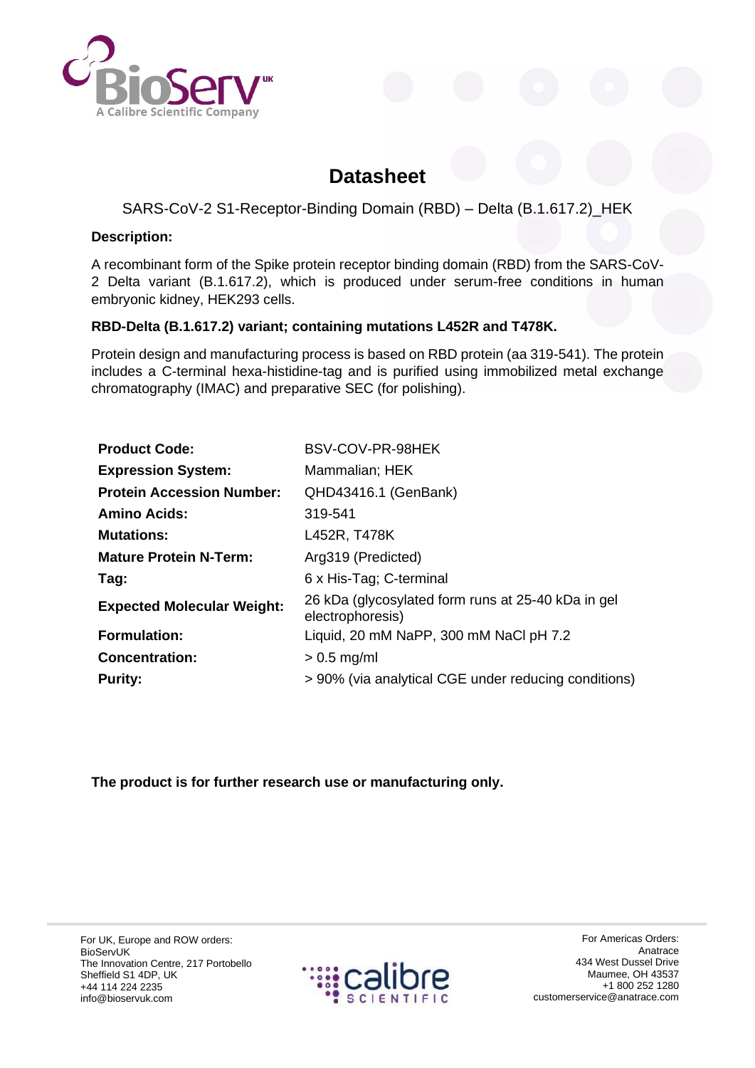# Datasheet

SARS-CoV-2 S1-Receptor-Binding Domain (RBD) – Delta (B.1.617.2)_HEK

**Description:**

A recombinant form of the Spike protein receptor binding domain (RBD) from the SARS-CoV-2 Delta variant (B.1.617.2), which is produced under serum-free conditions in human embryonic kidney, HEK293 cells.

**RBD-Delta (B.1.617.2) variant; containing mutations L452R and T478K.**

Protein design and manufacturing process is based on RBD protein (aa 319-541). The protein includes a C-terminal hexa-histidine-tag and is purified using immobilized metal exchange chromatography (IMAC) and preparative SEC (for polishing).

| | |
|---|---|
| **Product Code:** | BSV-COV-PR-98HEK |
| **Expression System:** | Mammalian; HEK |
| **Protein Accession Number:** | QHD43416.1 (GenBank) |
| **Amino Acids:** | 319-541 |
| **Mutations:** | L452R, T478K |
| **Mature Protein N-Term:** | Arg319 (Predicted) |
| **Tag:** | 6 x His-Tag; C-terminal |
| **Expected Molecular Weight:** | 26 kDa (glycosylated form runs at 25-40 kDa in gel electrophoresis) |
| **Formulation:** | Liquid, 20 mM NaPP, 300 mM NaCl pH 7.2 |
| **Concentration:** | > 0.5 mg/ml |
| **Purity:** | > 90% (via analytical CGE under reducing conditions) |

**The product is for further research use or manufacturing only.**

For UK, Europe and ROW orders:
BioServUK
The Innovation Centre, 217 Portobello
Sheffield S1 4DP, UK
+44 114 224 2235
info@bioservuk.com

For Americas Orders:
Anatrace
434 West Dussel Drive
Maumee, OH 43537
+1 800 252 1280
customerservice@anatrace.com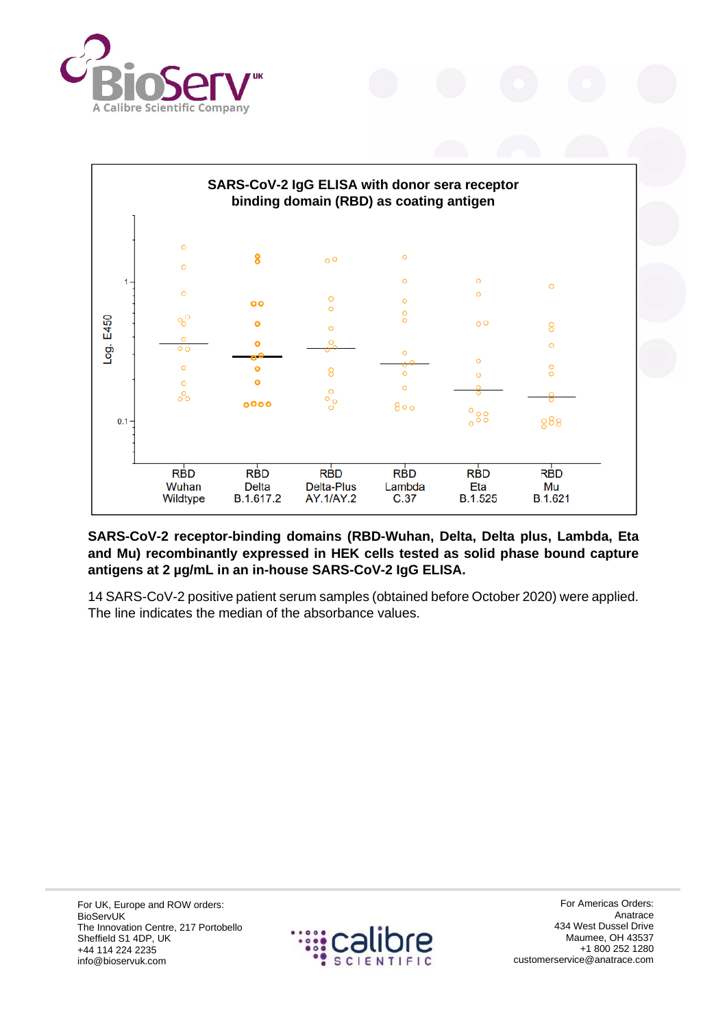SARS-CoV-2 IgG ELISA with donor sera receptor binding domain (RBD) as coating antigen

Log. E450

1

0.1

RBD Wuhan Wildtype

RBD Delta B.1.617.2

RBD Delta-Plus AY.1/AY.2

RBD Lambda C.37

RBD Eta B.1.525

RBD Mu B.1.621

**SARS-CoV-2 receptor-binding domains (RBD-Wuhan, Delta, Delta plus, Lambda, Eta and Mu) recombinantly expressed in HEK cells tested as solid phase bound capture antigens at 2 µg/mL in an in-house SARS-CoV-2 IgG ELISA.**

14 SARS-CoV-2 positive patient serum samples (obtained before October 2020) were applied. The line indicates the median of the absorbance values.

For UK, Europe and ROW orders:
BioServUK
The Innovation Centre, 217 Portobello
Sheffield S1 4DP, UK
+44 114 224 2235
info@bioservuk.com

For Americas Orders:
Anatrace
434 West Dussel Drive
Maumee, OH 43537
+1 800 252 1280
customerservice@anatrace.com